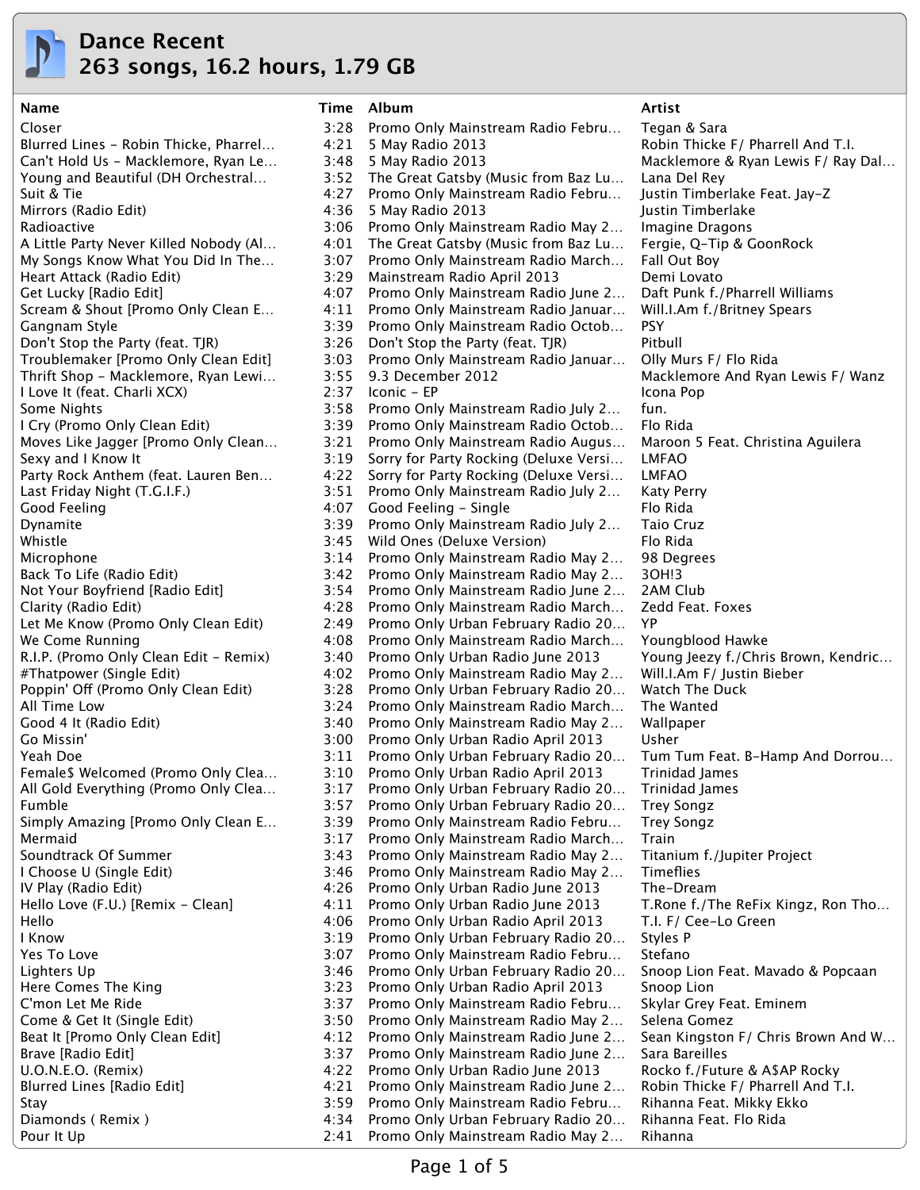# Dance Recent

## 263 songs, 16.2 hours, 1.79 GB

| Name | Time | Album | Artist |
|---|---|---|---|
| Closer | 3:28 | Promo Only Mainstream Radio Febru… | Tegan & Sara |
| Blurred Lines - Robin Thicke, Pharrel… | 4:21 | 5 May Radio 2013 | Robin Thicke F/ Pharrell And T.I. |
| Can't Hold Us - Macklemore, Ryan Le… | 3:48 | 5 May Radio 2013 | Macklemore & Ryan Lewis F/ Ray Dal… |
| Young and Beautiful (DH Orchestral… | 3:52 | The Great Gatsby (Music from Baz Lu… | Lana Del Rey |
| Suit & Tie | 4:27 | Promo Only Mainstream Radio Febru… | Justin Timberlake Feat. Jay-Z |
| Mirrors (Radio Edit) | 4:36 | 5 May Radio 2013 | Justin Timberlake |
| Radioactive | 3:06 | Promo Only Mainstream Radio May 2… | Imagine Dragons |
| A Little Party Never Killed Nobody (Al… | 4:01 | The Great Gatsby (Music from Baz Lu… | Fergie, Q-Tip & GoonRock |
| My Songs Know What You Did In The… | 3:07 | Promo Only Mainstream Radio March… | Fall Out Boy |
| Heart Attack (Radio Edit) | 3:29 | Mainstream Radio April 2013 | Demi Lovato |
| Get Lucky [Radio Edit] | 4:07 | Promo Only Mainstream Radio June 2… | Daft Punk f./Pharrell Williams |
| Scream & Shout [Promo Only Clean E… | 4:11 | Promo Only Mainstream Radio Januar… | Will.I.Am f./Britney Spears |
| Gangnam Style | 3:39 | Promo Only Mainstream Radio Octob… | PSY |
| Don't Stop the Party (feat. TJR) | 3:26 | Don't Stop the Party (feat. TJR) | Pitbull |
| Troublemaker [Promo Only Clean Edit] | 3:03 | Promo Only Mainstream Radio Januar… | Olly Murs F/ Flo Rida |
| Thrift Shop - Macklemore, Ryan Lewi… | 3:55 | 9.3 December 2012 | Macklemore And Ryan Lewis F/ Wanz |
| I Love It (feat. Charli XCX) | 2:37 | Iconic - EP | Icona Pop |
| Some Nights | 3:58 | Promo Only Mainstream Radio July 2… | fun. |
| I Cry (Promo Only Clean Edit) | 3:39 | Promo Only Mainstream Radio Octob… | Flo Rida |
| Moves Like Jagger [Promo Only Clean… | 3:21 | Promo Only Mainstream Radio Augus… | Maroon 5 Feat. Christina Aguilera |
| Sexy and I Know It | 3:19 | Sorry for Party Rocking (Deluxe Versi… | LMFAO |
| Party Rock Anthem (feat. Lauren Ben… | 4:22 | Sorry for Party Rocking (Deluxe Versi… | LMFAO |
| Last Friday Night (T.G.I.F.) | 3:51 | Promo Only Mainstream Radio July 2… | Katy Perry |
| Good Feeling | 4:07 | Good Feeling - Single | Flo Rida |
| Dynamite | 3:39 | Promo Only Mainstream Radio July 2… | Taio Cruz |
| Whistle | 3:45 | Wild Ones (Deluxe Version) | Flo Rida |
| Microphone | 3:14 | Promo Only Mainstream Radio May 2… | 98 Degrees |
| Back To Life (Radio Edit) | 3:42 | Promo Only Mainstream Radio May 2… | 3OH!3 |
| Not Your Boyfriend [Radio Edit] | 3:54 | Promo Only Mainstream Radio June 2… | 2AM Club |
| Clarity (Radio Edit) | 4:28 | Promo Only Mainstream Radio March… | Zedd Feat. Foxes |
| Let Me Know (Promo Only Clean Edit) | 2:49 | Promo Only Urban February Radio 20… | YP |
| We Come Running | 4:08 | Promo Only Mainstream Radio March… | Youngblood Hawke |
| R.I.P. (Promo Only Clean Edit - Remix) | 3:40 | Promo Only Urban Radio June 2013 | Young Jeezy f./Chris Brown, Kendric… |
| #Thatpower (Single Edit) | 4:02 | Promo Only Mainstream Radio May 2… | Will.I.Am F/ Justin Bieber |
| Poppin' Off (Promo Only Clean Edit) | 3:28 | Promo Only Urban February Radio 20… | Watch The Duck |
| All Time Low | 3:24 | Promo Only Mainstream Radio March… | The Wanted |
| Good 4 It (Radio Edit) | 3:40 | Promo Only Mainstream Radio May 2… | Wallpaper |
| Go Missin' | 3:00 | Promo Only Urban Radio April 2013 | Usher |
| Yeah Doe | 3:11 | Promo Only Urban February Radio 20… | Tum Tum Feat. B-Hamp And Dorrou… |
| Female$ Welcomed (Promo Only Clea… | 3:10 | Promo Only Urban Radio April 2013 | Trinidad James |
| All Gold Everything (Promo Only Clea… | 3:17 | Promo Only Urban February Radio 20… | Trinidad James |
| Fumble | 3:57 | Promo Only Urban February Radio 20… | Trey Songz |
| Simply Amazing [Promo Only Clean E… | 3:39 | Promo Only Mainstream Radio Febru… | Trey Songz |
| Mermaid | 3:17 | Promo Only Mainstream Radio March… | Train |
| Soundtrack Of Summer | 3:43 | Promo Only Mainstream Radio May 2… | Titanium f./Jupiter Project |
| I Choose U (Single Edit) | 3:46 | Promo Only Mainstream Radio May 2… | Timeflies |
| IV Play (Radio Edit) | 4:26 | Promo Only Urban Radio June 2013 | The-Dream |
| Hello Love (F.U.) [Remix - Clean] | 4:11 | Promo Only Urban Radio June 2013 | T.Rone f./The ReFix Kingz, Ron Tho… |
| Hello | 4:06 | Promo Only Urban Radio April 2013 | T.I. F/ Cee-Lo Green |
| I Know | 3:19 | Promo Only Urban February Radio 20… | Styles P |
| Yes To Love | 3:07 | Promo Only Mainstream Radio Febru… | Stefano |
| Lighters Up | 3:46 | Promo Only Urban February Radio 20… | Snoop Lion Feat. Mavado & Popcaan |
| Here Comes The King | 3:23 | Promo Only Urban Radio April 2013 | Snoop Lion |
| C'mon Let Me Ride | 3:37 | Promo Only Mainstream Radio Febru… | Skylar Grey Feat. Eminem |
| Come & Get It (Single Edit) | 3:50 | Promo Only Mainstream Radio May 2… | Selena Gomez |
| Beat It [Promo Only Clean Edit] | 4:12 | Promo Only Mainstream Radio June 2… | Sean Kingston F/ Chris Brown And W… |
| Brave [Radio Edit] | 3:37 | Promo Only Mainstream Radio June 2… | Sara Bareilles |
| U.O.N.E.O. (Remix) | 4:22 | Promo Only Urban Radio June 2013 | Rocko f./Future & A$AP Rocky |
| Blurred Lines [Radio Edit] | 4:21 | Promo Only Mainstream Radio June 2… | Robin Thicke F/ Pharrell And T.I. |
| Stay | 3:59 | Promo Only Mainstream Radio Febru… | Rihanna Feat. Mikky Ekko |
| Diamonds ( Remix ) | 4:34 | Promo Only Urban February Radio 20… | Rihanna Feat. Flo Rida |
| Pour It Up | 2:41 | Promo Only Mainstream Radio May 2… | Rihanna |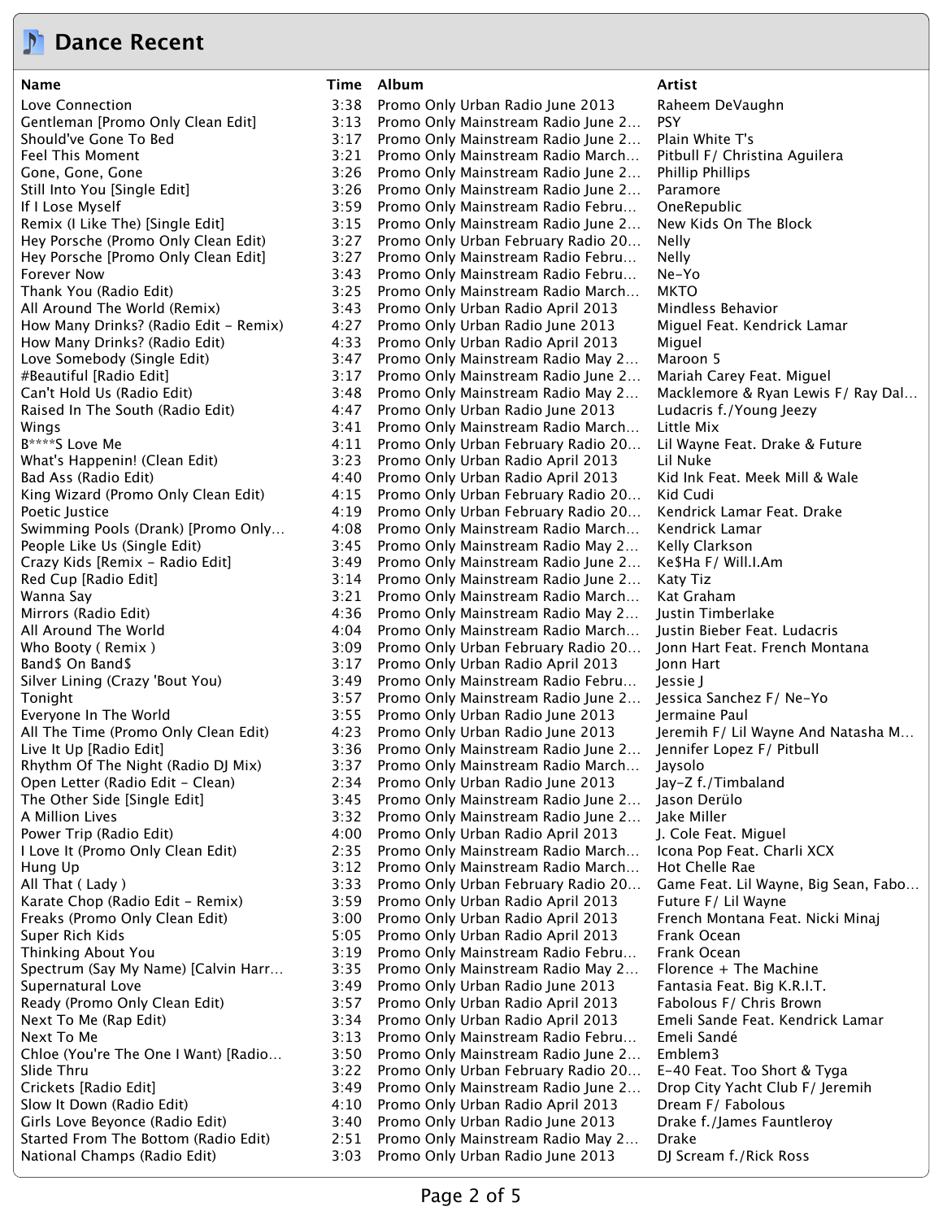# Dance Recent

| Name | Time | Album | Artist |
|---|---|---|---|
| Love Connection | 3:38 | Promo Only Urban Radio June 2013 | Raheem DeVaughn |
| Gentleman [Promo Only Clean Edit] | 3:13 | Promo Only Mainstream Radio June 2... | PSY |
| Should've Gone To Bed | 3:17 | Promo Only Mainstream Radio June 2... | Plain White T's |
| Feel This Moment | 3:21 | Promo Only Mainstream Radio March... | Pitbull F/ Christina Aguilera |
| Gone, Gone, Gone | 3:26 | Promo Only Mainstream Radio June 2... | Phillip Phillips |
| Still Into You [Single Edit] | 3:26 | Promo Only Mainstream Radio June 2... | Paramore |
| If I Lose Myself | 3:59 | Promo Only Mainstream Radio Febru... | OneRepublic |
| Remix (I Like The) [Single Edit] | 3:15 | Promo Only Mainstream Radio June 2... | New Kids On The Block |
| Hey Porsche (Promo Only Clean Edit) | 3:27 | Promo Only Urban February Radio 20... | Nelly |
| Hey Porsche [Promo Only Clean Edit] | 3:27 | Promo Only Mainstream Radio Febru... | Nelly |
| Forever Now | 3:43 | Promo Only Mainstream Radio Febru... | Ne-Yo |
| Thank You (Radio Edit) | 3:25 | Promo Only Mainstream Radio March... | MKTO |
| All Around The World (Remix) | 3:43 | Promo Only Urban Radio April 2013 | Mindless Behavior |
| How Many Drinks? (Radio Edit - Remix) | 4:27 | Promo Only Urban Radio June 2013 | Miguel Feat. Kendrick Lamar |
| How Many Drinks? (Radio Edit) | 4:33 | Promo Only Urban Radio April 2013 | Miguel |
| Love Somebody (Single Edit) | 3:47 | Promo Only Mainstream Radio May 2... | Maroon 5 |
| #Beautiful [Radio Edit] | 3:17 | Promo Only Mainstream Radio June 2... | Mariah Carey Feat. Miguel |
| Can't Hold Us (Radio Edit) | 3:48 | Promo Only Mainstream Radio May 2... | Macklemore & Ryan Lewis F/ Ray Dal... |
| Raised In The South (Radio Edit) | 4:47 | Promo Only Urban Radio June 2013 | Ludacris f./Young Jeezy |
| Wings | 3:41 | Promo Only Mainstream Radio March... | Little Mix |
| B****S Love Me | 4:11 | Promo Only Urban February Radio 20... | Lil Wayne Feat. Drake & Future |
| What's Happenin! (Clean Edit) | 3:23 | Promo Only Urban Radio April 2013 | Lil Nuke |
| Bad Ass (Radio Edit) | 4:40 | Promo Only Urban Radio April 2013 | Kid Ink Feat. Meek Mill & Wale |
| King Wizard (Promo Only Clean Edit) | 4:15 | Promo Only Urban February Radio 20... | Kid Cudi |
| Poetic Justice | 4:19 | Promo Only Urban February Radio 20... | Kendrick Lamar Feat. Drake |
| Swimming Pools (Drank) [Promo Only... | 4:08 | Promo Only Mainstream Radio March... | Kendrick Lamar |
| People Like Us (Single Edit) | 3:45 | Promo Only Mainstream Radio May 2... | Kelly Clarkson |
| Crazy Kids [Remix - Radio Edit] | 3:49 | Promo Only Mainstream Radio June 2... | Ke$Ha F/ Will.I.Am |
| Red Cup [Radio Edit] | 3:14 | Promo Only Mainstream Radio June 2... | Katy Tiz |
| Wanna Say | 3:21 | Promo Only Mainstream Radio March... | Kat Graham |
| Mirrors (Radio Edit) | 4:36 | Promo Only Mainstream Radio May 2... | Justin Timberlake |
| All Around The World | 4:04 | Promo Only Mainstream Radio March... | Justin Bieber Feat. Ludacris |
| Who Booty ( Remix ) | 3:09 | Promo Only Urban February Radio 20... | Jonn Hart Feat. French Montana |
| Band$ On Band$ | 3:17 | Promo Only Urban Radio April 2013 | Jonn Hart |
| Silver Lining (Crazy 'Bout You) | 3:49 | Promo Only Mainstream Radio Febru... | Jessie J |
| Tonight | 3:57 | Promo Only Mainstream Radio June 2... | Jessica Sanchez F/ Ne-Yo |
| Everyone In The World | 3:55 | Promo Only Urban Radio June 2013 | Jermaine Paul |
| All The Time (Promo Only Clean Edit) | 4:23 | Promo Only Urban Radio June 2013 | Jeremih F/ Lil Wayne And Natasha M... |
| Live It Up [Radio Edit] | 3:36 | Promo Only Mainstream Radio June 2... | Jennifer Lopez F/ Pitbull |
| Rhythm Of The Night (Radio DJ Mix) | 3:37 | Promo Only Mainstream Radio March... | Jaysolo |
| Open Letter (Radio Edit - Clean) | 2:34 | Promo Only Urban Radio June 2013 | Jay-Z f./Timbaland |
| The Other Side [Single Edit] | 3:45 | Promo Only Mainstream Radio June 2... | Jason Derülo |
| A Million Lives | 3:32 | Promo Only Mainstream Radio June 2... | Jake Miller |
| Power Trip (Radio Edit) | 4:00 | Promo Only Urban Radio April 2013 | J. Cole Feat. Miguel |
| I Love It (Promo Only Clean Edit) | 2:35 | Promo Only Mainstream Radio March... | Icona Pop Feat. Charli XCX |
| Hung Up | 3:12 | Promo Only Mainstream Radio March... | Hot Chelle Rae |
| All That ( Lady ) | 3:33 | Promo Only Urban February Radio 20... | Game Feat. Lil Wayne, Big Sean, Fabo... |
| Karate Chop (Radio Edit - Remix) | 3:59 | Promo Only Urban Radio April 2013 | Future F/ Lil Wayne |
| Freaks (Promo Only Clean Edit) | 3:00 | Promo Only Urban Radio April 2013 | French Montana Feat. Nicki Minaj |
| Super Rich Kids | 5:05 | Promo Only Urban Radio April 2013 | Frank Ocean |
| Thinking About You | 3:19 | Promo Only Mainstream Radio Febru... | Frank Ocean |
| Spectrum (Say My Name) [Calvin Harr... | 3:35 | Promo Only Mainstream Radio May 2... | Florence + The Machine |
| Supernatural Love | 3:49 | Promo Only Urban Radio June 2013 | Fantasia Feat. Big K.R.I.T. |
| Ready (Promo Only Clean Edit) | 3:57 | Promo Only Urban Radio April 2013 | Fabolous F/ Chris Brown |
| Next To Me (Rap Edit) | 3:34 | Promo Only Urban Radio April 2013 | Emeli Sande Feat. Kendrick Lamar |
| Next To Me | 3:13 | Promo Only Mainstream Radio Febru... | Emeli Sandé |
| Chloe (You're The One I Want) [Radio... | 3:50 | Promo Only Mainstream Radio June 2... | Emblem3 |
| Slide Thru | 3:22 | Promo Only Urban February Radio 20... | E-40 Feat. Too Short & Tyga |
| Crickets [Radio Edit] | 3:49 | Promo Only Mainstream Radio June 2... | Drop City Yacht Club F/ Jeremih |
| Slow It Down (Radio Edit) | 4:10 | Promo Only Urban Radio April 2013 | Dream F/ Fabolous |
| Girls Love Beyonce (Radio Edit) | 3:40 | Promo Only Urban Radio June 2013 | Drake f./James Fauntleroy |
| Started From The Bottom (Radio Edit) | 2:51 | Promo Only Mainstream Radio May 2... | Drake |
| National Champs (Radio Edit) | 3:03 | Promo Only Urban Radio June 2013 | DJ Scream f./Rick Ross |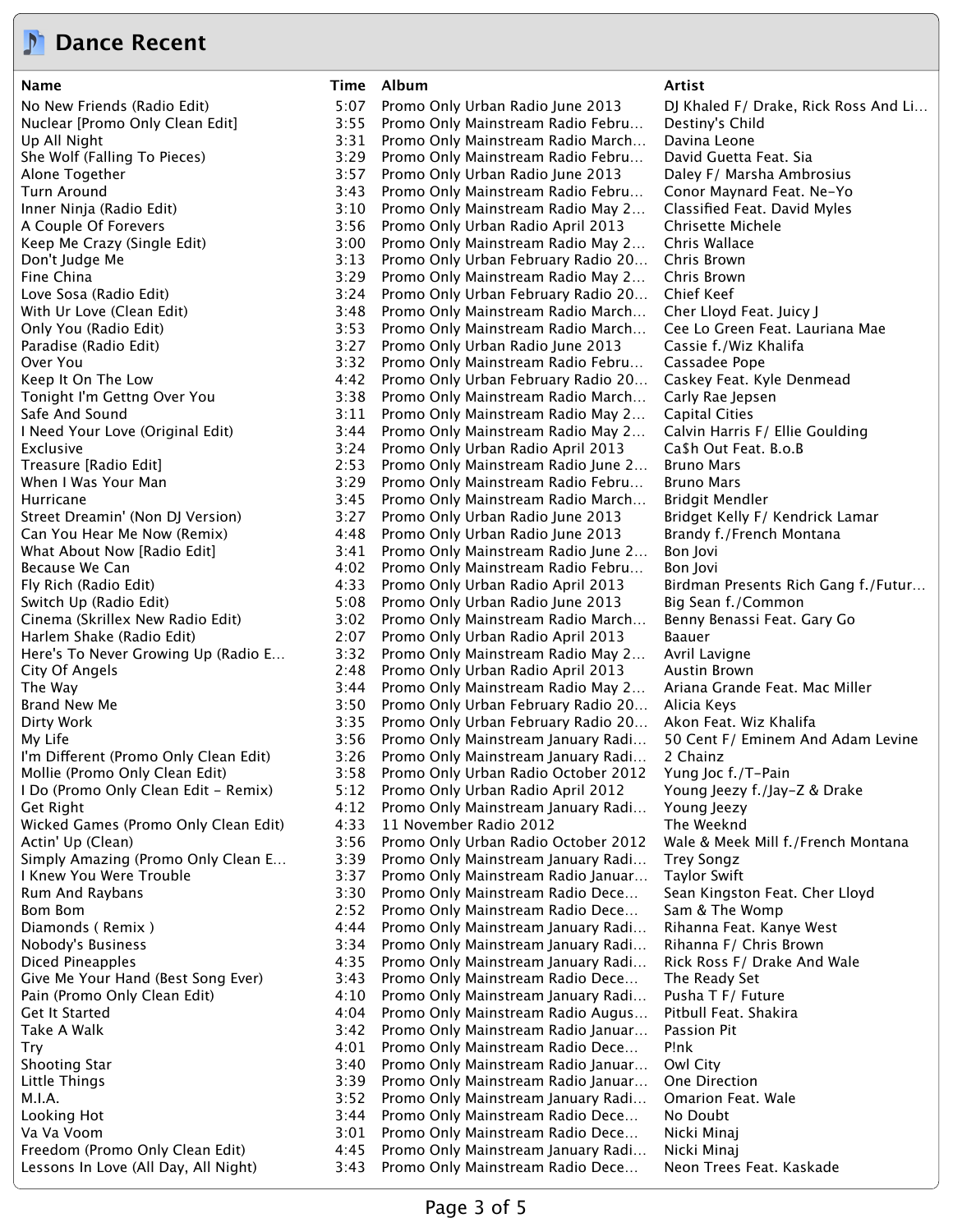# Dance Recent

| Name | Time | Album | Artist |
|---|---|---|---|
| No New Friends (Radio Edit) | 5:07 | Promo Only Urban Radio June 2013 | DJ Khaled F/ Drake, Rick Ross And Li... |
| Nuclear [Promo Only Clean Edit] | 3:55 | Promo Only Mainstream Radio Febru... | Destiny's Child |
| Up All Night | 3:31 | Promo Only Mainstream Radio March... | Davina Leone |
| She Wolf (Falling To Pieces) | 3:29 | Promo Only Mainstream Radio Febru... | David Guetta Feat. Sia |
| Alone Together | 3:57 | Promo Only Urban Radio June 2013 | Daley F/ Marsha Ambrosius |
| Turn Around | 3:43 | Promo Only Mainstream Radio Febru... | Conor Maynard Feat. Ne-Yo |
| Inner Ninja (Radio Edit) | 3:10 | Promo Only Mainstream Radio May 2... | Classified Feat. David Myles |
| A Couple Of Forevers | 3:56 | Promo Only Urban Radio April 2013 | Chrisette Michele |
| Keep Me Crazy (Single Edit) | 3:00 | Promo Only Mainstream Radio May 2... | Chris Wallace |
| Don't Judge Me | 3:13 | Promo Only Urban February Radio 20... | Chris Brown |
| Fine China | 3:29 | Promo Only Mainstream Radio May 2... | Chris Brown |
| Love Sosa (Radio Edit) | 3:24 | Promo Only Urban February Radio 20... | Chief Keef |
| With Ur Love (Clean Edit) | 3:48 | Promo Only Mainstream Radio March... | Cher Lloyd Feat. Juicy J |
| Only You (Radio Edit) | 3:53 | Promo Only Mainstream Radio March... | Cee Lo Green Feat. Lauriana Mae |
| Paradise (Radio Edit) | 3:27 | Promo Only Urban Radio June 2013 | Cassie f./Wiz Khalifa |
| Over You | 3:32 | Promo Only Mainstream Radio Febru... | Cassadee Pope |
| Keep It On The Low | 4:42 | Promo Only Urban February Radio 20... | Caskey Feat. Kyle Denmead |
| Tonight I'm Gettng Over You | 3:38 | Promo Only Mainstream Radio March... | Carly Rae Jepsen |
| Safe And Sound | 3:11 | Promo Only Mainstream Radio May 2... | Capital Cities |
| I Need Your Love (Original Edit) | 3:44 | Promo Only Mainstream Radio May 2... | Calvin Harris F/ Ellie Goulding |
| Exclusive | 3:24 | Promo Only Urban Radio April 2013 | Ca$h Out Feat. B.o.B |
| Treasure [Radio Edit] | 2:53 | Promo Only Mainstream Radio June 2... | Bruno Mars |
| When I Was Your Man | 3:29 | Promo Only Mainstream Radio Febru... | Bruno Mars |
| Hurricane | 3:45 | Promo Only Mainstream Radio March... | Bridgit Mendler |
| Street Dreamin' (Non DJ Version) | 3:27 | Promo Only Urban Radio June 2013 | Bridget Kelly F/ Kendrick Lamar |
| Can You Hear Me Now (Remix) | 4:48 | Promo Only Urban Radio June 2013 | Brandy f./French Montana |
| What About Now [Radio Edit] | 3:41 | Promo Only Mainstream Radio June 2... | Bon Jovi |
| Because We Can | 4:02 | Promo Only Mainstream Radio Febru... | Bon Jovi |
| Fly Rich (Radio Edit) | 4:33 | Promo Only Urban Radio April 2013 | Birdman Presents Rich Gang f./Futur... |
| Switch Up (Radio Edit) | 5:08 | Promo Only Urban Radio June 2013 | Big Sean f./Common |
| Cinema (Skrillex New Radio Edit) | 3:02 | Promo Only Mainstream Radio March... | Benny Benassi Feat. Gary Go |
| Harlem Shake (Radio Edit) | 2:07 | Promo Only Urban Radio April 2013 | Baauer |
| Here's To Never Growing Up (Radio E... | 3:32 | Promo Only Mainstream Radio May 2... | Avril Lavigne |
| City Of Angels | 2:48 | Promo Only Urban Radio April 2013 | Austin Brown |
| The Way | 3:44 | Promo Only Mainstream Radio May 2... | Ariana Grande Feat. Mac Miller |
| Brand New Me | 3:50 | Promo Only Urban February Radio 20... | Alicia Keys |
| Dirty Work | 3:35 | Promo Only Urban February Radio 20... | Akon Feat. Wiz Khalifa |
| My Life | 3:56 | Promo Only Mainstream January Radi... | 50 Cent F/ Eminem And Adam Levine |
| I'm Different (Promo Only Clean Edit) | 3:26 | Promo Only Mainstream January Radi... | 2 Chainz |
| Mollie (Promo Only Clean Edit) | 3:58 | Promo Only Urban Radio October 2012 | Yung Joc f./T-Pain |
| I Do (Promo Only Clean Edit - Remix) | 5:12 | Promo Only Urban Radio April 2012 | Young Jeezy f./Jay-Z & Drake |
| Get Right | 4:12 | Promo Only Mainstream January Radi... | Young Jeezy |
| Wicked Games (Promo Only Clean Edit) | 4:33 | 11 November Radio 2012 | The Weeknd |
| Actin' Up (Clean) | 3:56 | Promo Only Urban Radio October 2012 | Wale & Meek Mill f./French Montana |
| Simply Amazing (Promo Only Clean E... | 3:39 | Promo Only Mainstream January Radi... | Trey Songz |
| I Knew You Were Trouble | 3:37 | Promo Only Mainstream Radio Januar... | Taylor Swift |
| Rum And Raybans | 3:30 | Promo Only Mainstream Radio Dece... | Sean Kingston Feat. Cher Lloyd |
| Bom Bom | 2:52 | Promo Only Mainstream Radio Dece... | Sam & The Womp |
| Diamonds ( Remix ) | 4:44 | Promo Only Mainstream January Radi... | Rihanna Feat. Kanye West |
| Nobody's Business | 3:34 | Promo Only Mainstream January Radi... | Rihanna F/ Chris Brown |
| Diced Pineapples | 4:35 | Promo Only Mainstream January Radi... | Rick Ross F/ Drake And Wale |
| Give Me Your Hand (Best Song Ever) | 3:43 | Promo Only Mainstream Radio Dece... | The Ready Set |
| Pain (Promo Only Clean Edit) | 4:10 | Promo Only Mainstream January Radi... | Pusha T F/ Future |
| Get It Started | 4:04 | Promo Only Mainstream Radio Augus... | Pitbull Feat. Shakira |
| Take A Walk | 3:42 | Promo Only Mainstream Radio Januar... | Passion Pit |
| Try | 4:01 | Promo Only Mainstream Radio Dece... | P!nk |
| Shooting Star | 3:40 | Promo Only Mainstream Radio Januar... | Owl City |
| Little Things | 3:39 | Promo Only Mainstream Radio Januar... | One Direction |
| M.I.A. | 3:52 | Promo Only Mainstream January Radi... | Omarion Feat. Wale |
| Looking Hot | 3:44 | Promo Only Mainstream Radio Dece... | No Doubt |
| Va Va Voom | 3:01 | Promo Only Mainstream Radio Dece... | Nicki Minaj |
| Freedom (Promo Only Clean Edit) | 4:45 | Promo Only Mainstream January Radi... | Nicki Minaj |
| Lessons In Love (All Day, All Night) | 3:43 | Promo Only Mainstream Radio Dece... | Neon Trees Feat. Kaskade |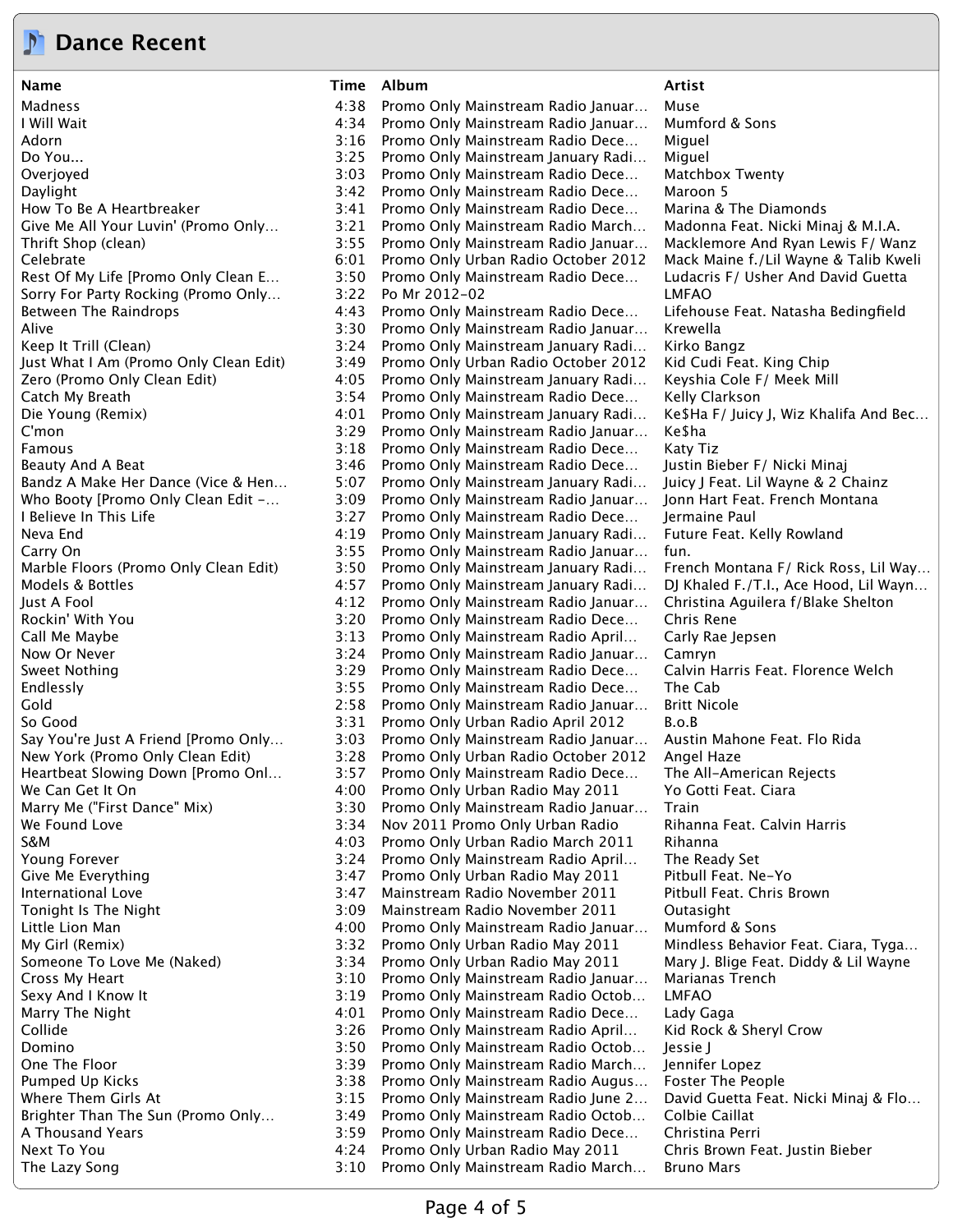# Dance Recent

| Name | Time | Album | Artist |
|---|---|---|---|
| Madness | 4:38 | Promo Only Mainstream Radio Januar... | Muse |
| I Will Wait | 4:34 | Promo Only Mainstream Radio Januar... | Mumford & Sons |
| Adorn | 3:16 | Promo Only Mainstream Radio Dece... | Miguel |
| Do You... | 3:25 | Promo Only Mainstream January Radi... | Miguel |
| Overjoyed | 3:03 | Promo Only Mainstream Radio Dece... | Matchbox Twenty |
| Daylight | 3:42 | Promo Only Mainstream Radio Dece... | Maroon 5 |
| How To Be A Heartbreaker | 3:41 | Promo Only Mainstream Radio Dece... | Marina & The Diamonds |
| Give Me All Your Luvin' (Promo Only... | 3:21 | Promo Only Mainstream Radio March... | Madonna Feat. Nicki Minaj & M.I.A. |
| Thrift Shop (clean) | 3:55 | Promo Only Mainstream Radio Januar... | Macklemore And Ryan Lewis F/ Wanz |
| Celebrate | 6:01 | Promo Only Urban Radio October 2012 | Mack Maine f./Lil Wayne & Talib Kweli |
| Rest Of My Life [Promo Only Clean E... | 3:50 | Promo Only Mainstream Radio Dece... | Ludacris F/ Usher And David Guetta |
| Sorry For Party Rocking (Promo Only... | 3:22 | Po Mr 2012-02 | LMFAO |
| Between The Raindrops | 4:43 | Promo Only Mainstream Radio Dece... | Lifehouse Feat. Natasha Bedingfield |
| Alive | 3:30 | Promo Only Mainstream Radio Januar... | Krewella |
| Keep It Trill (Clean) | 3:24 | Promo Only Mainstream January Radi... | Kirko Bangz |
| Just What I Am (Promo Only Clean Edit) | 3:49 | Promo Only Urban Radio October 2012 | Kid Cudi Feat. King Chip |
| Zero (Promo Only Clean Edit) | 4:05 | Promo Only Mainstream January Radi... | Keyshia Cole F/ Meek Mill |
| Catch My Breath | 3:54 | Promo Only Mainstream Radio Dece... | Kelly Clarkson |
| Die Young (Remix) | 4:01 | Promo Only Mainstream January Radi... | Ke$Ha F/ Juicy J, Wiz Khalifa And Bec... |
| C'mon | 3:29 | Promo Only Mainstream Radio Januar... | Ke$ha |
| Famous | 3:18 | Promo Only Mainstream Radio Dece... | Katy Tiz |
| Beauty And A Beat | 3:46 | Promo Only Mainstream Radio Dece... | Justin Bieber F/ Nicki Minaj |
| Bandz A Make Her Dance (Vice & Hen... | 5:07 | Promo Only Mainstream January Radi... | Juicy J Feat. Lil Wayne & 2 Chainz |
| Who Booty [Promo Only Clean Edit -... | 3:09 | Promo Only Mainstream Radio Januar... | Jonn Hart Feat. French Montana |
| I Believe In This Life | 3:27 | Promo Only Mainstream Radio Dece... | Jermaine Paul |
| Neva End | 4:19 | Promo Only Mainstream January Radi... | Future Feat. Kelly Rowland |
| Carry On | 3:55 | Promo Only Mainstream Radio Januar... | fun. |
| Marble Floors (Promo Only Clean Edit) | 3:50 | Promo Only Mainstream January Radi... | French Montana F/ Rick Ross, Lil Way... |
| Models & Bottles | 4:57 | Promo Only Mainstream January Radi... | DJ Khaled F./T.I., Ace Hood, Lil Wayn... |
| Just A Fool | 4:12 | Promo Only Mainstream Radio Januar... | Christina Aguilera f/Blake Shelton |
| Rockin' With You | 3:20 | Promo Only Mainstream Radio Dece... | Chris Rene |
| Call Me Maybe | 3:13 | Promo Only Mainstream Radio April... | Carly Rae Jepsen |
| Now Or Never | 3:24 | Promo Only Mainstream Radio Januar... | Camryn |
| Sweet Nothing | 3:29 | Promo Only Mainstream Radio Dece... | Calvin Harris Feat. Florence Welch |
| Endlessly | 3:55 | Promo Only Mainstream Radio Dece... | The Cab |
| Gold | 2:58 | Promo Only Mainstream Radio Januar... | Britt Nicole |
| So Good | 3:31 | Promo Only Urban Radio April 2012 | B.o.B |
| Say You're Just A Friend [Promo Only... | 3:03 | Promo Only Mainstream Radio Januar... | Austin Mahone Feat. Flo Rida |
| New York (Promo Only Clean Edit) | 3:28 | Promo Only Urban Radio October 2012 | Angel Haze |
| Heartbeat Slowing Down [Promo Onl... | 3:57 | Promo Only Mainstream Radio Dece... | The All-American Rejects |
| We Can Get It On | 4:00 | Promo Only Urban Radio May 2011 | Yo Gotti Feat. Ciara |
| Marry Me ("First Dance" Mix) | 3:30 | Promo Only Mainstream Radio Januar... | Train |
| We Found Love | 3:34 | Nov 2011 Promo Only Urban Radio | Rihanna Feat. Calvin Harris |
| S&M | 4:03 | Promo Only Urban Radio March 2011 | Rihanna |
| Young Forever | 3:24 | Promo Only Mainstream Radio April... | The Ready Set |
| Give Me Everything | 3:47 | Promo Only Urban Radio May 2011 | Pitbull Feat. Ne-Yo |
| International Love | 3:47 | Mainstream Radio November 2011 | Pitbull Feat. Chris Brown |
| Tonight Is The Night | 3:09 | Mainstream Radio November 2011 | Outasight |
| Little Lion Man | 4:00 | Promo Only Mainstream Radio Januar... | Mumford & Sons |
| My Girl (Remix) | 3:32 | Promo Only Urban Radio May 2011 | Mindless Behavior Feat. Ciara, Tyga... |
| Someone To Love Me (Naked) | 3:34 | Promo Only Urban Radio May 2011 | Mary J. Blige Feat. Diddy & Lil Wayne |
| Cross My Heart | 3:10 | Promo Only Mainstream Radio Januar... | Marianas Trench |
| Sexy And I Know It | 3:19 | Promo Only Mainstream Radio Octob... | LMFAO |
| Marry The Night | 4:01 | Promo Only Mainstream Radio Dece... | Lady Gaga |
| Collide | 3:26 | Promo Only Mainstream Radio April... | Kid Rock & Sheryl Crow |
| Domino | 3:50 | Promo Only Mainstream Radio Octob... | Jessie J |
| One The Floor | 3:39 | Promo Only Mainstream Radio March... | Jennifer Lopez |
| Pumped Up Kicks | 3:38 | Promo Only Mainstream Radio Augus... | Foster The People |
| Where Them Girls At | 3:15 | Promo Only Mainstream Radio June 2... | David Guetta Feat. Nicki Minaj & Flo... |
| Brighter Than The Sun (Promo Only... | 3:49 | Promo Only Mainstream Radio Octob... | Colbie Caillat |
| A Thousand Years | 3:59 | Promo Only Mainstream Radio Dece... | Christina Perri |
| Next To You | 4:24 | Promo Only Urban Radio May 2011 | Chris Brown Feat. Justin Bieber |
| The Lazy Song | 3:10 | Promo Only Mainstream Radio March... | Bruno Mars |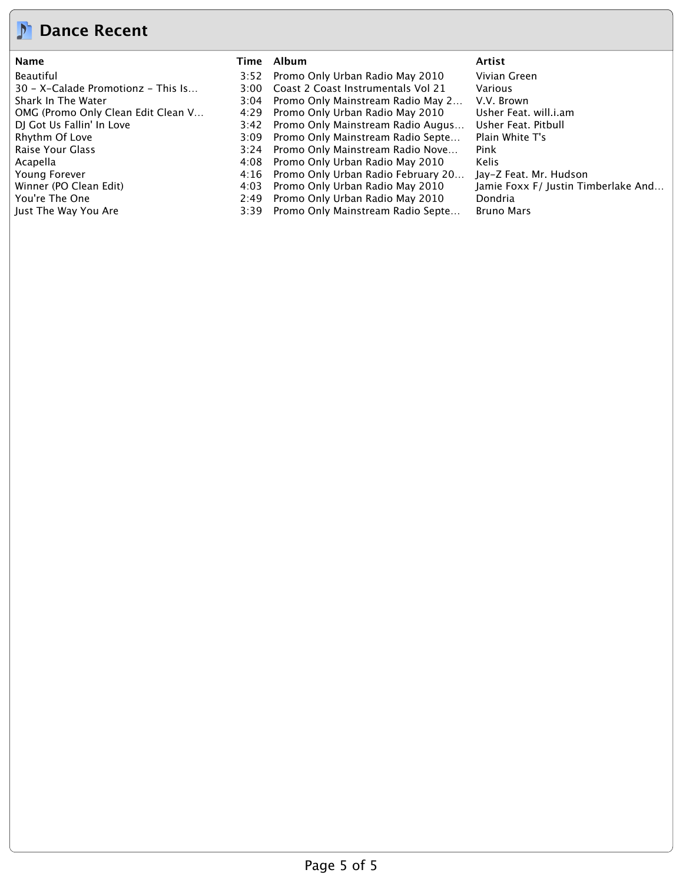# Dance Recent

| Name | Time | Album | Artist |
| --- | --- | --- | --- |
| Beautiful | 3:52 | Promo Only Urban Radio May 2010 | Vivian Green |
| 30 - X-Calade Promotionz - This Is… | 3:00 | Coast 2 Coast Instrumentals Vol 21 | Various |
| Shark In The Water | 3:04 | Promo Only Mainstream Radio May 2… | V.V. Brown |
| OMG (Promo Only Clean Edit Clean V… | 4:29 | Promo Only Urban Radio May 2010 | Usher Feat. will.i.am |
| DJ Got Us Fallin' In Love | 3:42 | Promo Only Mainstream Radio Augus… | Usher Feat. Pitbull |
| Rhythm Of Love | 3:09 | Promo Only Mainstream Radio Septe… | Plain White T's |
| Raise Your Glass | 3:24 | Promo Only Mainstream Radio Nove… | Pink |
| Acapella | 4:08 | Promo Only Urban Radio May 2010 | Kelis |
| Young Forever | 4:16 | Promo Only Urban Radio February 20… | Jay-Z Feat. Mr. Hudson |
| Winner (PO Clean Edit) | 4:03 | Promo Only Urban Radio May 2010 | Jamie Foxx F/ Justin Timberlake And… |
| You're The One | 2:49 | Promo Only Urban Radio May 2010 | Dondria |
| Just The Way You Are | 3:39 | Promo Only Mainstream Radio Septe… | Bruno Mars |